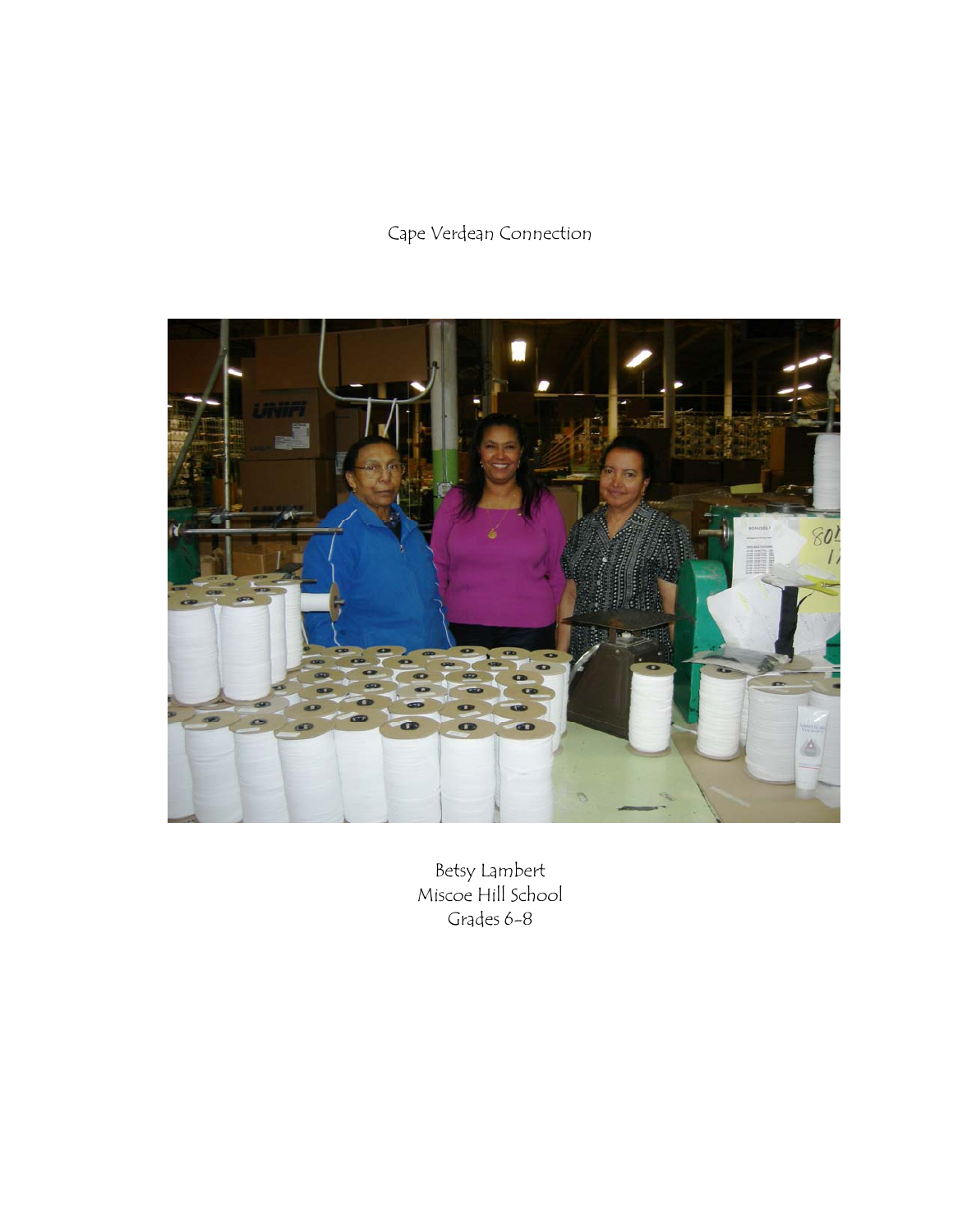# Cape Verdean Connection

Betsy Lambert
Miscoe Hill School
Grades 6-8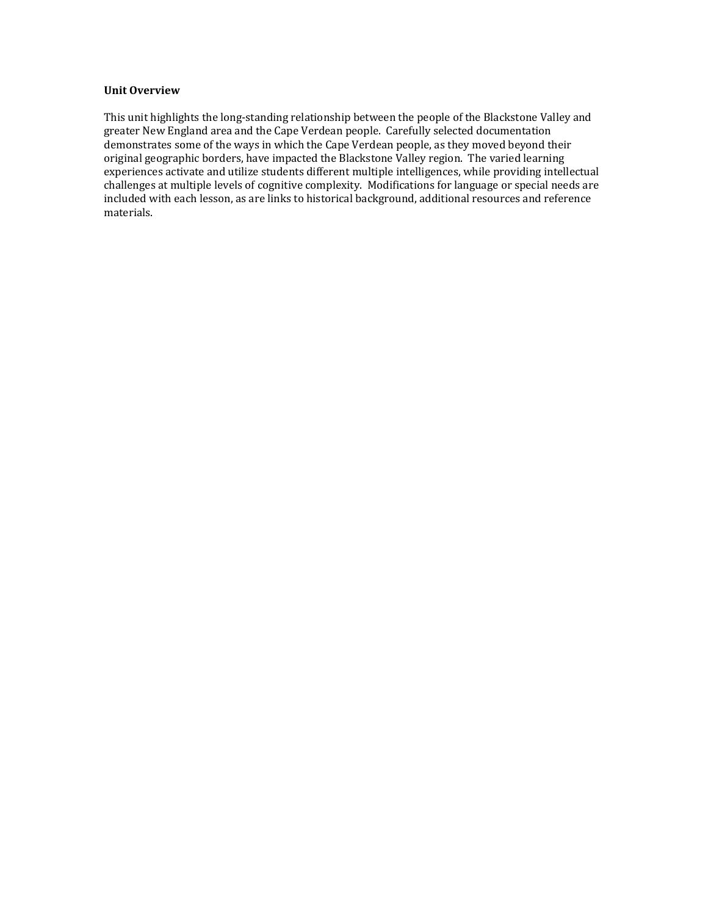## Unit Overview

This unit highlights the long-standing relationship between the people of the Blackstone Valley and greater New England area and the Cape Verdean people. Carefully selected documentation demonstrates some of the ways in which the Cape Verdean people, as they moved beyond their original geographic borders, have impacted the Blackstone Valley region. The varied learning experiences activate and utilize students different multiple intelligences, while providing intellectual challenges at multiple levels of cognitive complexity. Modifications for language or special needs are included with each lesson, as are links to historical background, additional resources and reference materials.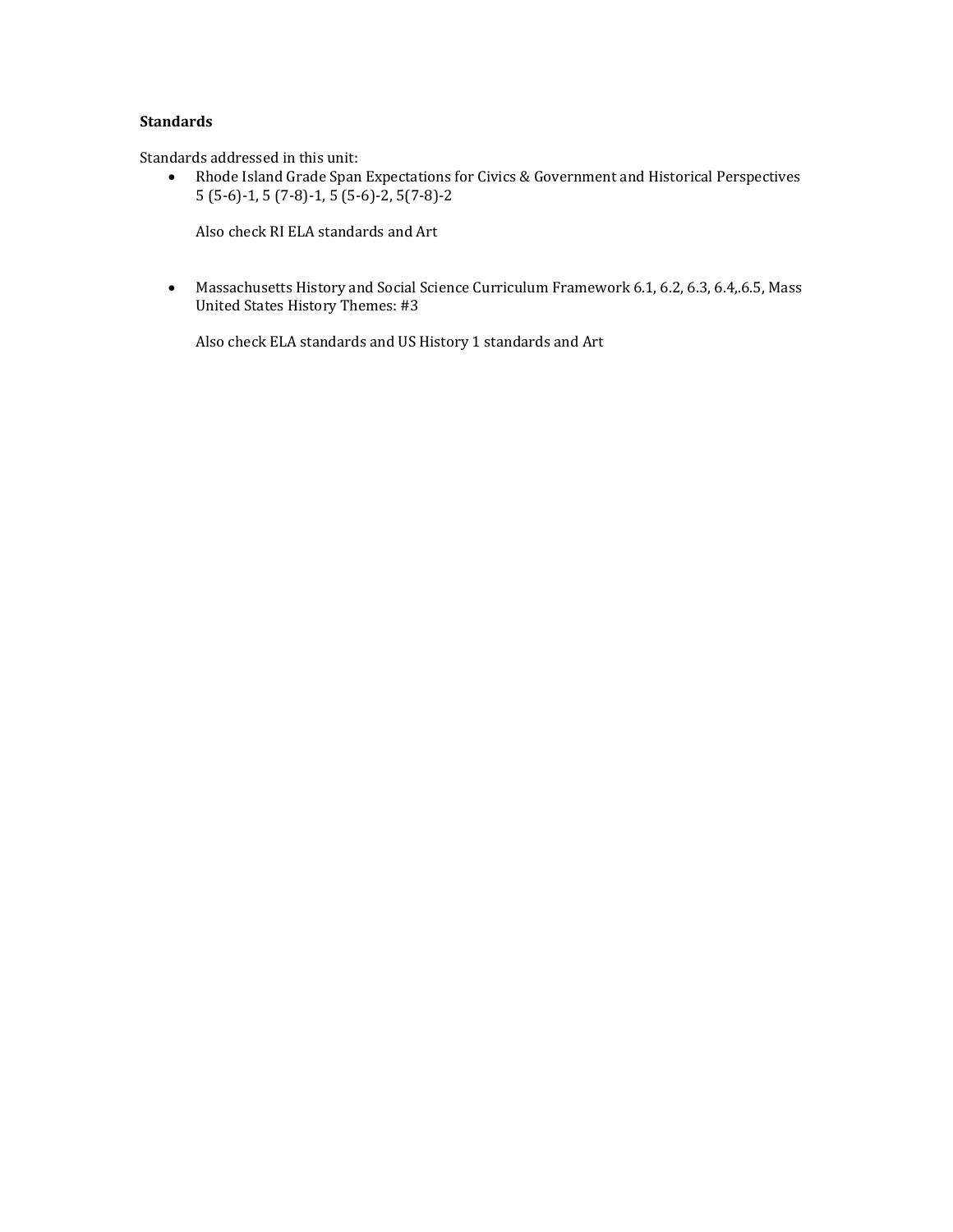**Standards**

Standards addressed in this unit:

- Rhode Island Grade Span Expectations for Civics & Government and Historical Perspectives 5 (5-6)-1, 5 (7-8)-1, 5 (5-6)-2, 5(7-8)-2

  Also check RI ELA standards and Art

- Massachusetts History and Social Science Curriculum Framework 6.1, 6.2, 6.3, 6.4,.6.5, Mass United States History Themes: #3

  Also check ELA standards and US History 1 standards and Art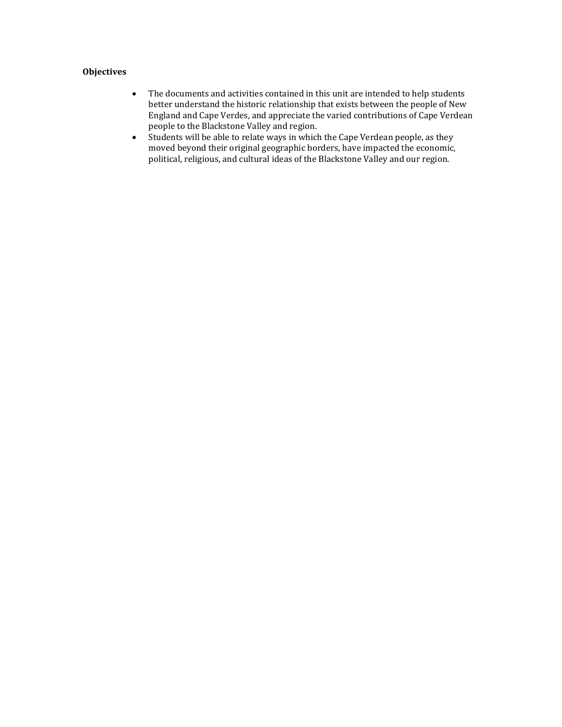**Objectives**

- The documents and activities contained in this unit are intended to help students better understand the historic relationship that exists between the people of New England and Cape Verdes, and appreciate the varied contributions of Cape Verdean people to the Blackstone Valley and region.
- Students will be able to relate ways in which the Cape Verdean people, as they moved beyond their original geographic borders, have impacted the economic, political, religious, and cultural ideas of the Blackstone Valley and our region.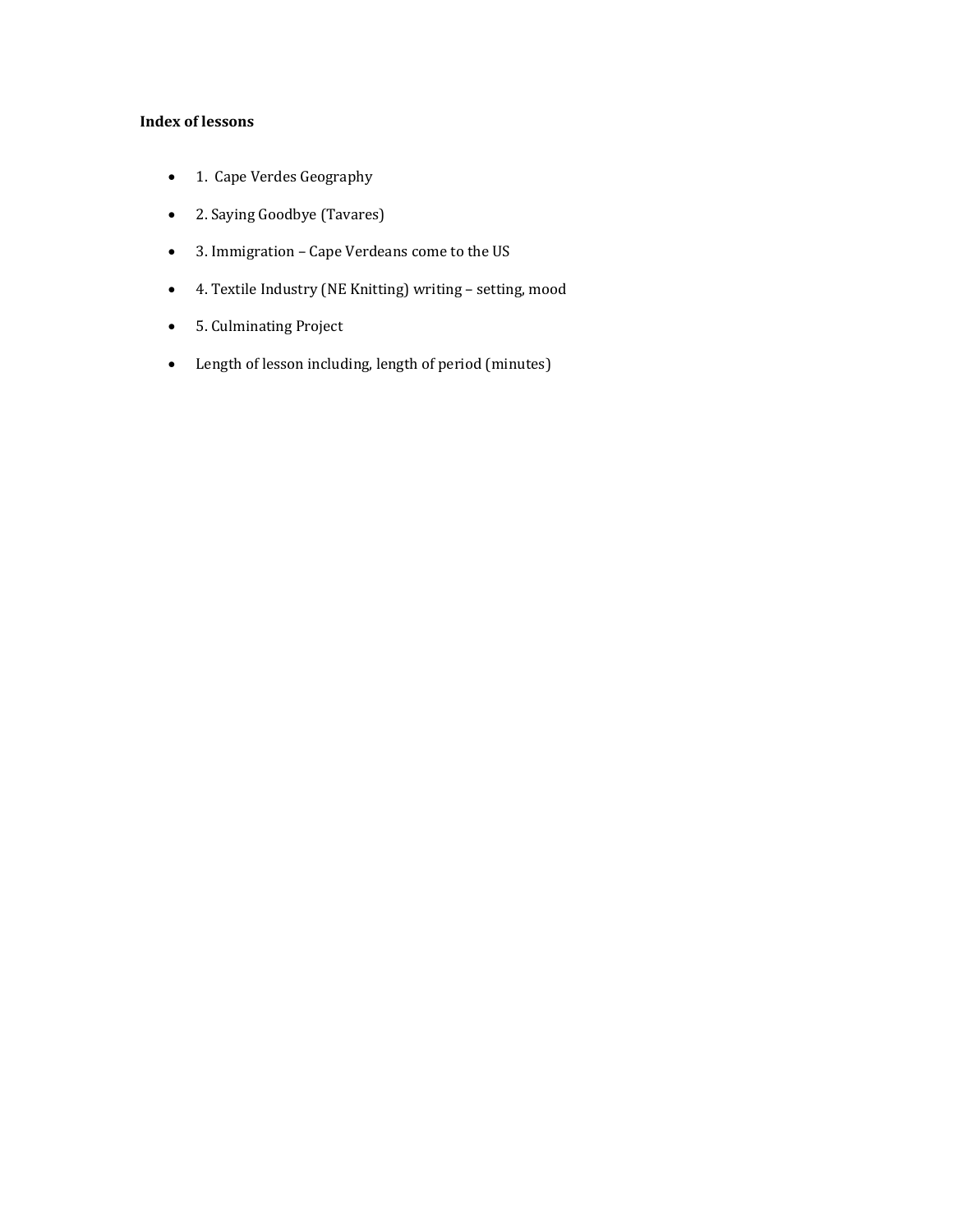**Index of lessons**

- 1. Cape Verdes Geography
- 2. Saying Goodbye (Tavares)
- 3. Immigration – Cape Verdeans come to the US
- 4. Textile Industry (NE Knitting) writing – setting, mood
- 5. Culminating Project
- Length of lesson including, length of period (minutes)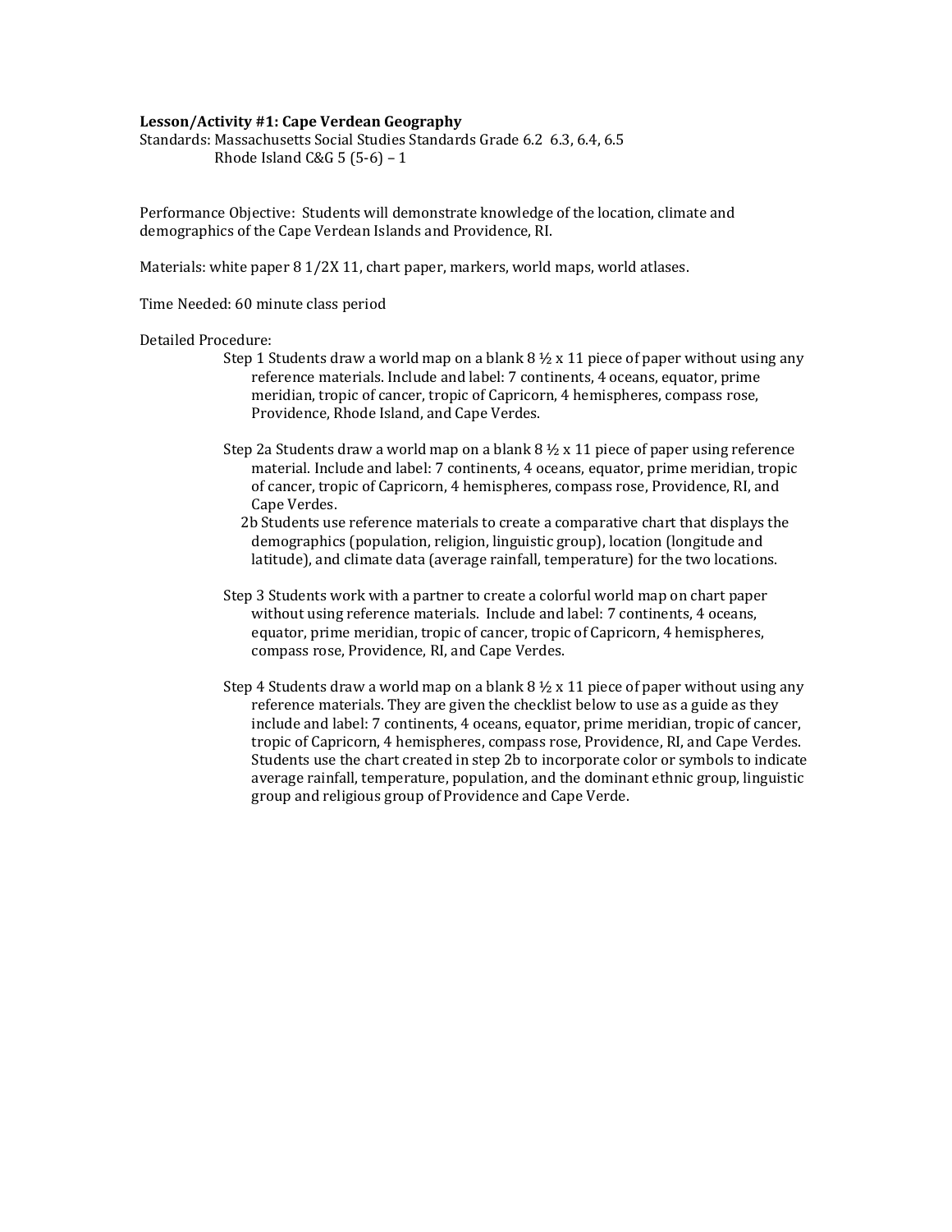**Lesson/Activity #1: Cape Verdean Geography**

Standards: Massachusetts Social Studies Standards Grade 6.2 6.3, 6.4, 6.5
Rhode Island C&G 5 (5-6) – 1

Performance Objective: Students will demonstrate knowledge of the location, climate and demographics of the Cape Verdean Islands and Providence, RI.

Materials: white paper 8 1/2X 11, chart paper, markers, world maps, world atlases.

Time Needed: 60 minute class period

Detailed Procedure:

Step 1 Students draw a world map on a blank 8 ½ x 11 piece of paper without using any reference materials. Include and label: 7 continents, 4 oceans, equator, prime meridian, tropic of cancer, tropic of Capricorn, 4 hemispheres, compass rose, Providence, Rhode Island, and Cape Verdes.

Step 2a Students draw a world map on a blank 8 ½ x 11 piece of paper using reference material. Include and label: 7 continents, 4 oceans, equator, prime meridian, tropic of cancer, tropic of Capricorn, 4 hemispheres, compass rose, Providence, RI, and Cape Verdes.

2b Students use reference materials to create a comparative chart that displays the demographics (population, religion, linguistic group), location (longitude and latitude), and climate data (average rainfall, temperature) for the two locations.

Step 3 Students work with a partner to create a colorful world map on chart paper without using reference materials. Include and label: 7 continents, 4 oceans, equator, prime meridian, tropic of cancer, tropic of Capricorn, 4 hemispheres, compass rose, Providence, RI, and Cape Verdes.

Step 4 Students draw a world map on a blank 8 ½ x 11 piece of paper without using any reference materials. They are given the checklist below to use as a guide as they include and label: 7 continents, 4 oceans, equator, prime meridian, tropic of cancer, tropic of Capricorn, 4 hemispheres, compass rose, Providence, RI, and Cape Verdes. Students use the chart created in step 2b to incorporate color or symbols to indicate average rainfall, temperature, population, and the dominant ethnic group, linguistic group and religious group of Providence and Cape Verde.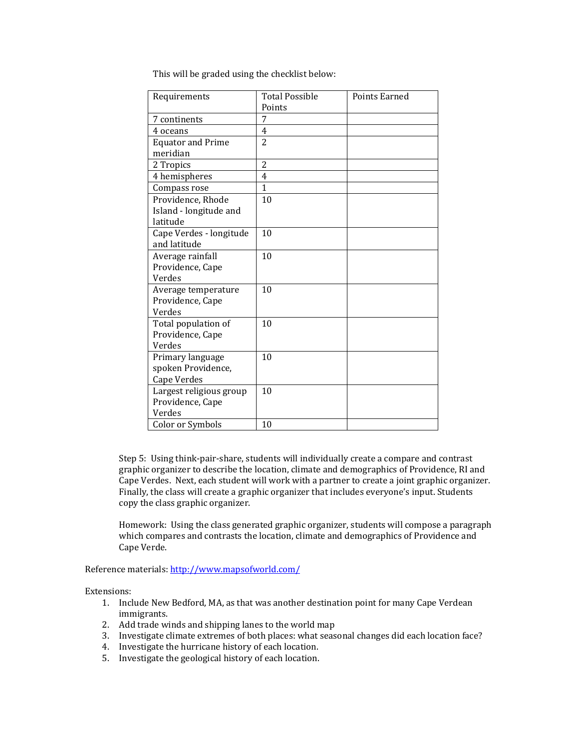This will be graded using the checklist below:

| Requirements | Total Possible Points | Points Earned |
|---|---|---|
| 7 continents | 7 | |
| 4 oceans | 4 | |
| Equator and Prime meridian | 2 | |
| 2 Tropics | 2 | |
| 4 hemispheres | 4 | |
| Compass rose | 1 | |
| Providence, Rhode Island - longitude and latitude | 10 | |
| Cape Verdes - longitude and latitude | 10 | |
| Average rainfall Providence, Cape Verdes | 10 | |
| Average temperature Providence, Cape Verdes | 10 | |
| Total population of Providence, Cape Verdes | 10 | |
| Primary language spoken Providence, Cape Verdes | 10 | |
| Largest religious group Providence, Cape Verdes | 10 | |
| Color or Symbols | 10 | |

Step 5: Using think-pair-share, students will individually create a compare and contrast graphic organizer to describe the location, climate and demographics of Providence, RI and Cape Verdes. Next, each student will work with a partner to create a joint graphic organizer. Finally, the class will create a graphic organizer that includes everyone's input. Students copy the class graphic organizer.

Homework: Using the class generated graphic organizer, students will compose a paragraph which compares and contrasts the location, climate and demographics of Providence and Cape Verde.

Reference materials: http://www.mapsofworld.com/

Extensions:

1. Include New Bedford, MA, as that was another destination point for many Cape Verdean immigrants.
2. Add trade winds and shipping lanes to the world map
3. Investigate climate extremes of both places: what seasonal changes did each location face?
4. Investigate the hurricane history of each location.
5. Investigate the geological history of each location.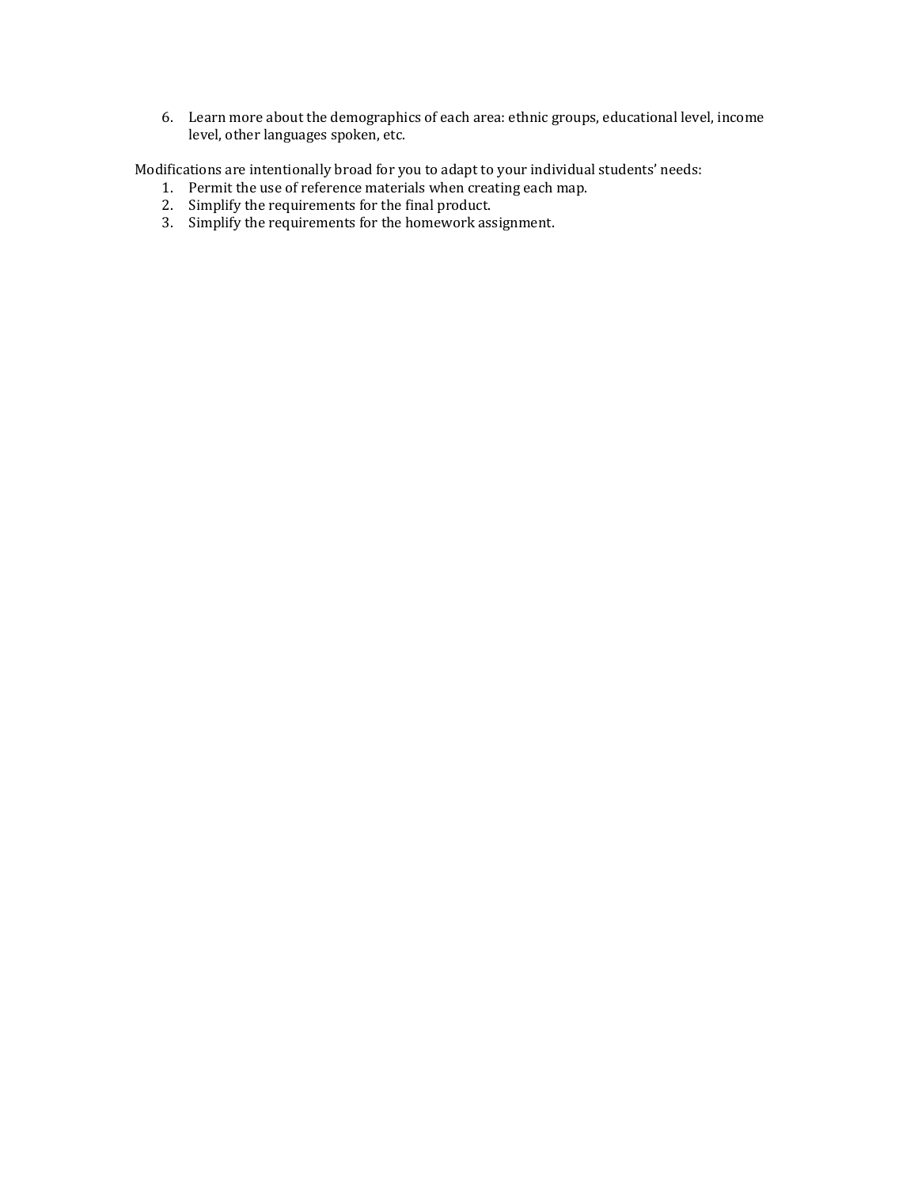6. Learn more about the demographics of each area: ethnic groups, educational level, income level, other languages spoken, etc.

Modifications are intentionally broad for you to adapt to your individual students' needs:

1. Permit the use of reference materials when creating each map.
2. Simplify the requirements for the final product.
3. Simplify the requirements for the homework assignment.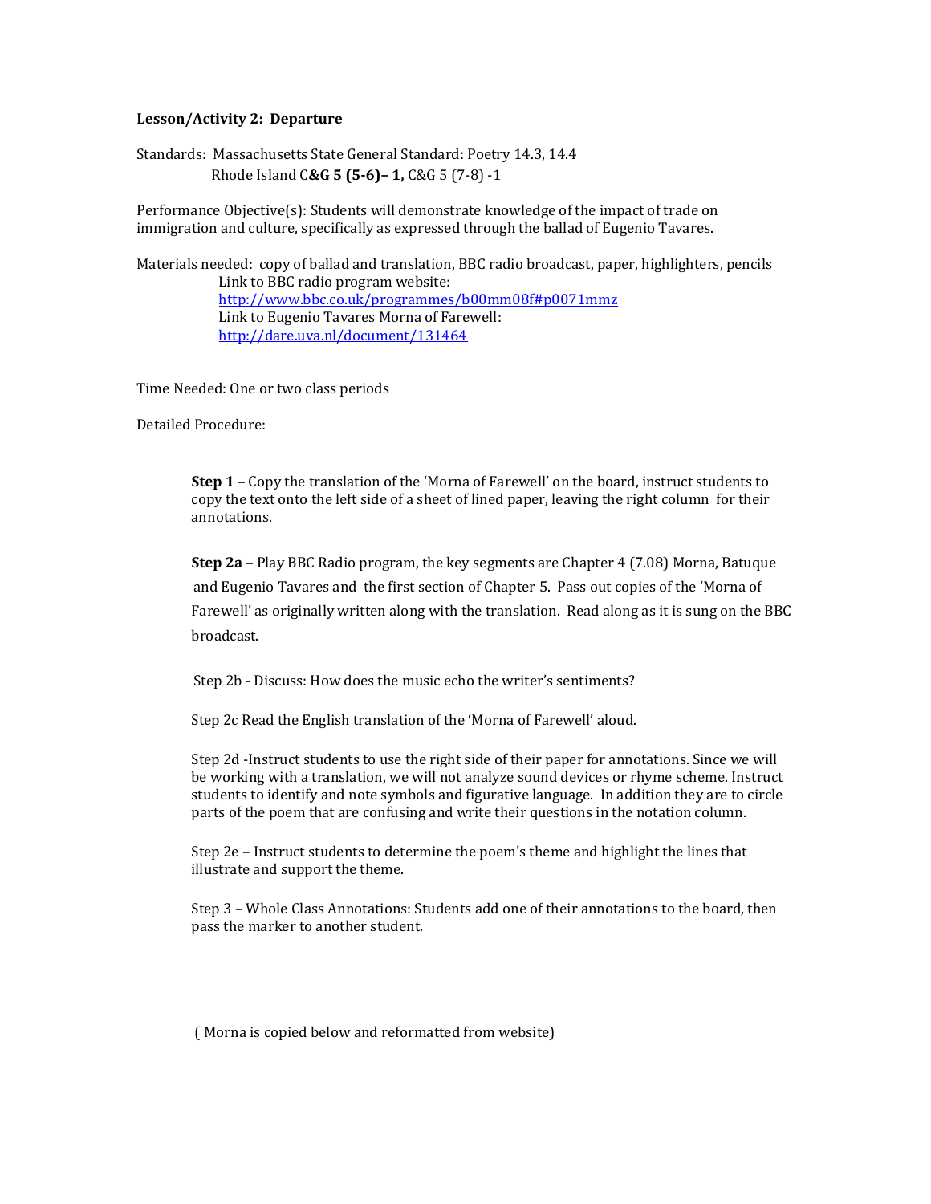**Lesson/Activity 2: Departure**

Standards: Massachusetts State General Standard: Poetry 14.3, 14.4
Rhode Island C**&G 5 (5-6)– 1,** C&G 5 (7-8) -1

Performance Objective(s): Students will demonstrate knowledge of the impact of trade on immigration and culture, specifically as expressed through the ballad of Eugenio Tavares.

Materials needed: copy of ballad and translation, BBC radio broadcast, paper, highlighters, pencils
Link to BBC radio program website:
http://www.bbc.co.uk/programmes/b00mm08f#p0071mmz
Link to Eugenio Tavares Morna of Farewell:
http://dare.uva.nl/document/131464

Time Needed: One or two class periods

Detailed Procedure:

**Step 1 –** Copy the translation of the 'Morna of Farewell' on the board, instruct students to copy the text onto the left side of a sheet of lined paper, leaving the right column for their annotations.

**Step 2a –** Play BBC Radio program, the key segments are Chapter 4 (7.08) Morna, Batuque and Eugenio Tavares and the first section of Chapter 5. Pass out copies of the 'Morna of Farewell' as originally written along with the translation. Read along as it is sung on the BBC broadcast.

Step 2b - Discuss: How does the music echo the writer's sentiments?

Step 2c Read the English translation of the 'Morna of Farewell' aloud.

Step 2d -Instruct students to use the right side of their paper for annotations. Since we will be working with a translation, we will not analyze sound devices or rhyme scheme. Instruct students to identify and note symbols and figurative language. In addition they are to circle parts of the poem that are confusing and write their questions in the notation column.

Step 2e – Instruct students to determine the poem's theme and highlight the lines that illustrate and support the theme.

Step 3 – Whole Class Annotations: Students add one of their annotations to the board, then pass the marker to another student.

( Morna is copied below and reformatted from website)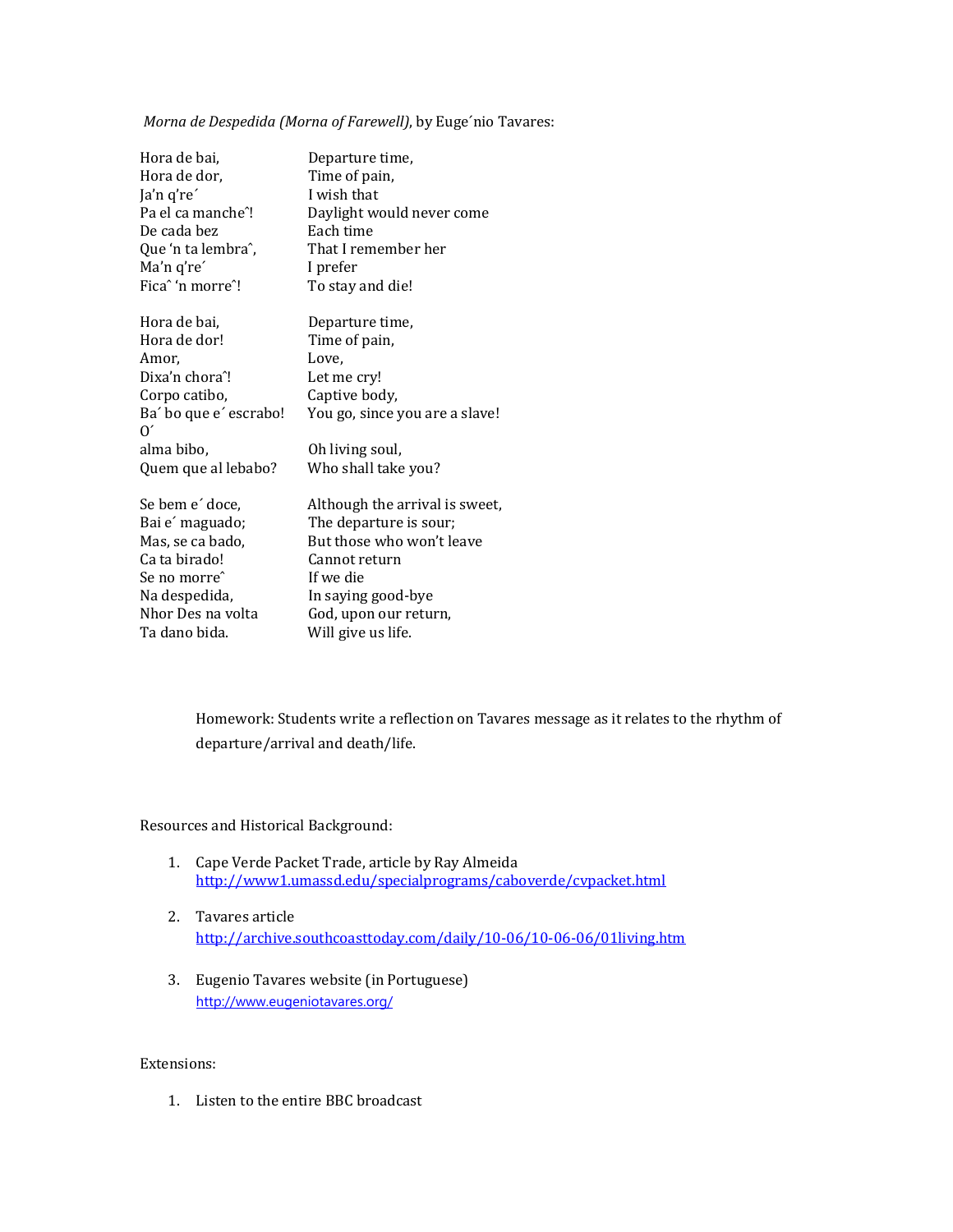*Morna de Despedida (Morna of Farewell)*, by Euge´nio Tavares:

| | |
|---|---|
| Hora de bai, | Departure time, |
| Hora de dor, | Time of pain, |
| Ja'n q're´ | I wish that |
| Pa el ca mancheˆ! | Daylight would never come |
| De cada bez | Each time |
| Que 'n ta lembraˆ, | That I remember her |
| Ma'n q're´ | I prefer |
| Ficaˆ 'n morreˆ! | To stay and die! |
| | |
| Hora de bai, | Departure time, |
| Hora de dor! | Time of pain, |
| Amor, | Love, |
| Dixa'n choraˆ! | Let me cry! |
| Corpo catibo, | Captive body, |
| Ba´ bo que e´ escrabo! | You go, since you are a slave! |
| O´ | |
| alma bibo, | Oh living soul, |
| Quem que al lebabo? | Who shall take you? |
| | |
| Se bem e´ doce, | Although the arrival is sweet, |
| Bai e´ maguado; | The departure is sour; |
| Mas, se ca bado, | But those who won't leave |
| Ca ta birado! | Cannot return |
| Se no morreˆ | If we die |
| Na despedida, | In saying good-bye |
| Nhor Des na volta | God, upon our return, |
| Ta dano bida. | Will give us life. |

Homework: Students write a reflection on Tavares message as it relates to the rhythm of departure/arrival and death/life.

Resources and Historical Background:

1. Cape Verde Packet Trade, article by Ray Almeida
   http://www1.umassd.edu/specialprograms/caboverde/cvpacket.html

2. Tavares article
   http://archive.southcoasttoday.com/daily/10-06/10-06-06/01living.htm

3. Eugenio Tavares website (in Portuguese)
   http://www.eugeniotavares.org/

Extensions:

1. Listen to the entire BBC broadcast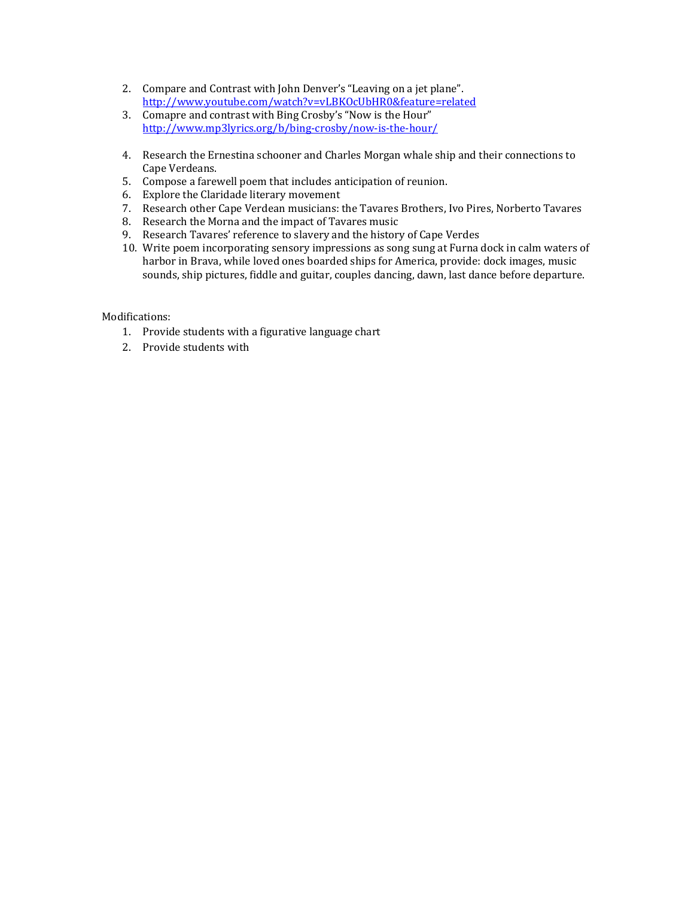2. Compare and Contrast with John Denver's "Leaving on a jet plane". http://www.youtube.com/watch?v=vLBKOcUbHR0&feature=related
3. Comapre and contrast with Bing Crosby's "Now is the Hour" http://www.mp3lyrics.org/b/bing-crosby/now-is-the-hour/
4. Research the Ernestina schooner and Charles Morgan whale ship and their connections to Cape Verdeans.
5. Compose a farewell poem that includes anticipation of reunion.
6. Explore the Claridade literary movement
7. Research other Cape Verdean musicians: the Tavares Brothers, Ivo Pires, Norberto Tavares
8. Research the Morna and the impact of Tavares music
9. Research Tavares' reference to slavery and the history of Cape Verdes
10. Write poem incorporating sensory impressions as song sung at Furna dock in calm waters of harbor in Brava, while loved ones boarded ships for America, provide: dock images, music sounds, ship pictures, fiddle and guitar, couples dancing, dawn, last dance before departure.

Modifications:

1. Provide students with a figurative language chart
2. Provide students with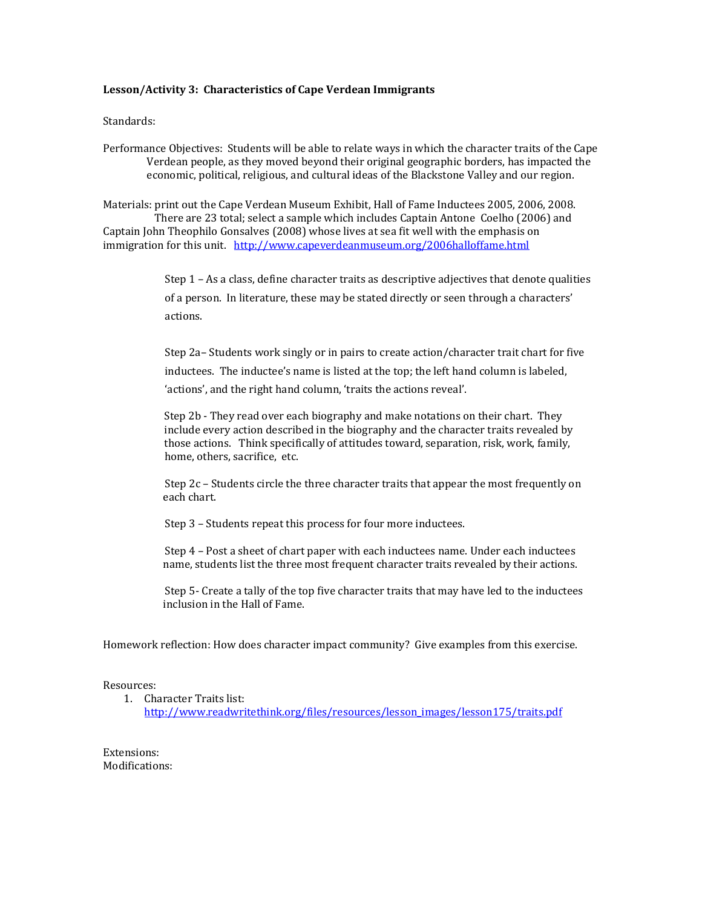**Lesson/Activity 3: Characteristics of Cape Verdean Immigrants**

Standards:

Performance Objectives: Students will be able to relate ways in which the character traits of the Cape Verdean people, as they moved beyond their original geographic borders, has impacted the economic, political, religious, and cultural ideas of the Blackstone Valley and our region.

Materials: print out the Cape Verdean Museum Exhibit, Hall of Fame Inductees 2005, 2006, 2008. There are 23 total; select a sample which includes Captain Antone Coelho (2006) and Captain John Theophilo Gonsalves (2008) whose lives at sea fit well with the emphasis on immigration for this unit. http://www.capeverdeanmuseum.org/2006halloffame.html

Step 1 – As a class, define character traits as descriptive adjectives that denote qualities of a person. In literature, these may be stated directly or seen through a characters' actions.

Step 2a– Students work singly or in pairs to create action/character trait chart for five inductees. The inductee's name is listed at the top; the left hand column is labeled, 'actions', and the right hand column, 'traits the actions reveal'.

Step 2b - They read over each biography and make notations on their chart. They include every action described in the biography and the character traits revealed by those actions. Think specifically of attitudes toward, separation, risk, work, family, home, others, sacrifice, etc.

Step 2c – Students circle the three character traits that appear the most frequently on each chart.

Step 3 – Students repeat this process for four more inductees.

Step 4 – Post a sheet of chart paper with each inductees name. Under each inductees name, students list the three most frequent character traits revealed by their actions.

Step 5- Create a tally of the top five character traits that may have led to the inductees inclusion in the Hall of Fame.

Homework reflection: How does character impact community? Give examples from this exercise.

Resources:

1. Character Traits list: http://www.readwritethink.org/files/resources/lesson_images/lesson175/traits.pdf

Extensions:

Modifications: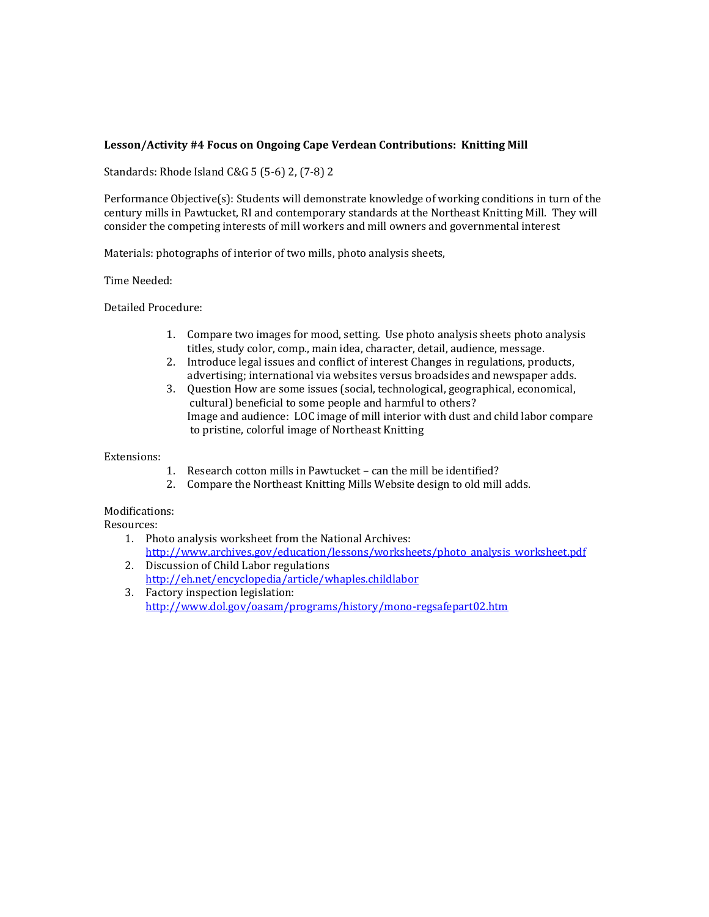**Lesson/Activity #4 Focus on Ongoing Cape Verdean Contributions: Knitting Mill**

Standards: Rhode Island C&G 5 (5-6) 2, (7-8) 2

Performance Objective(s): Students will demonstrate knowledge of working conditions in turn of the century mills in Pawtucket, RI and contemporary standards at the Northeast Knitting Mill. They will consider the competing interests of mill workers and mill owners and governmental interest

Materials: photographs of interior of two mills, photo analysis sheets,

Time Needed:

Detailed Procedure:

1. Compare two images for mood, setting. Use photo analysis sheets photo analysis titles, study color, comp., main idea, character, detail, audience, message.
2. Introduce legal issues and conflict of interest Changes in regulations, products, advertising; international via websites versus broadsides and newspaper adds.
3. Question How are some issues (social, technological, geographical, economical, cultural) beneficial to some people and harmful to others?
   Image and audience: LOC image of mill interior with dust and child labor compare to pristine, colorful image of Northeast Knitting

Extensions:

1. Research cotton mills in Pawtucket – can the mill be identified?
2. Compare the Northeast Knitting Mills Website design to old mill adds.

Modifications:

Resources:

1. Photo analysis worksheet from the National Archives:
   http://www.archives.gov/education/lessons/worksheets/photo_analysis_worksheet.pdf
2. Discussion of Child Labor regulations
   http://eh.net/encyclopedia/article/whaples.childlabor
3. Factory inspection legislation:
   http://www.dol.gov/oasam/programs/history/mono-regsafepart02.htm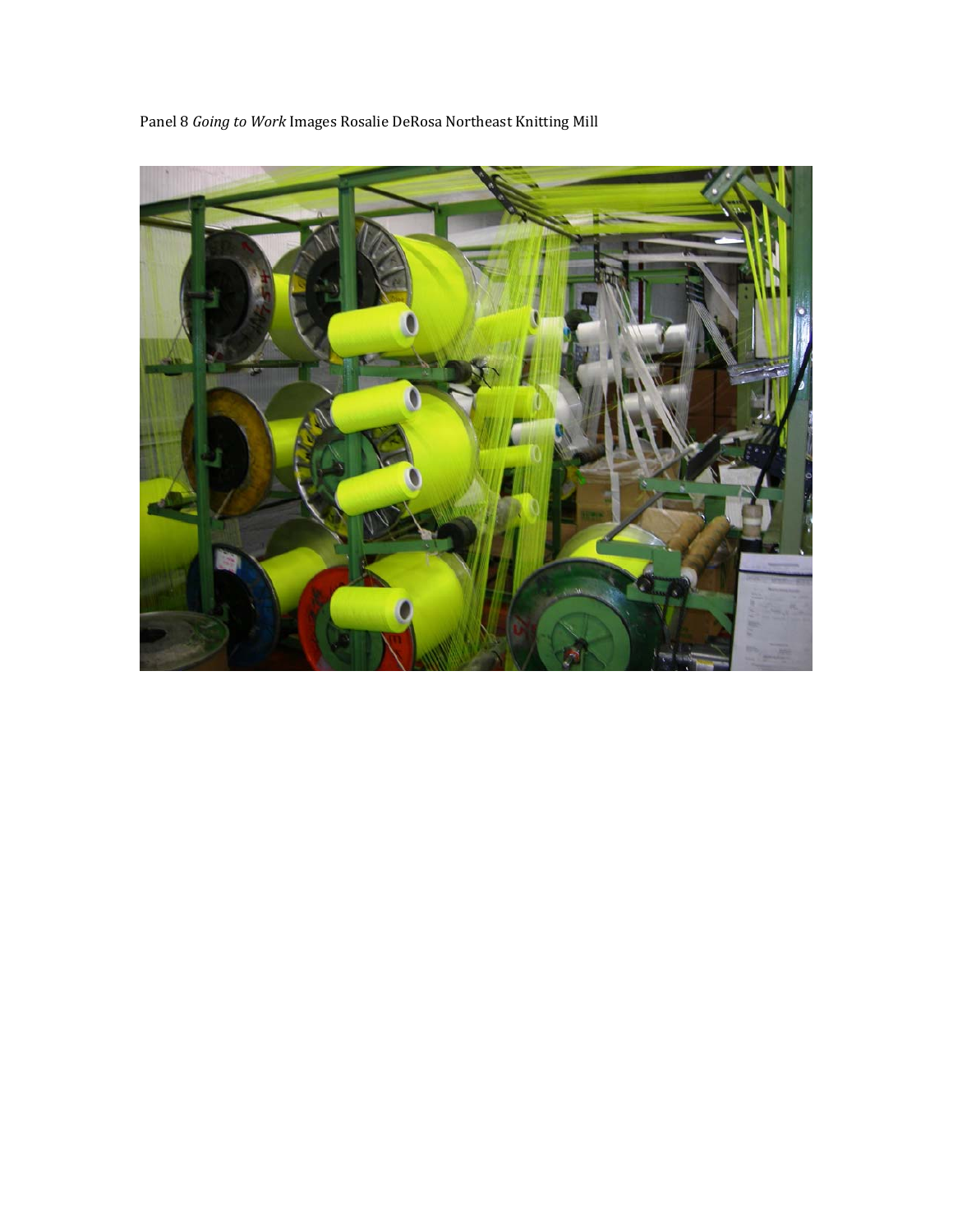Panel 8 *Going to Work* Images Rosalie DeRosa Northeast Knitting Mill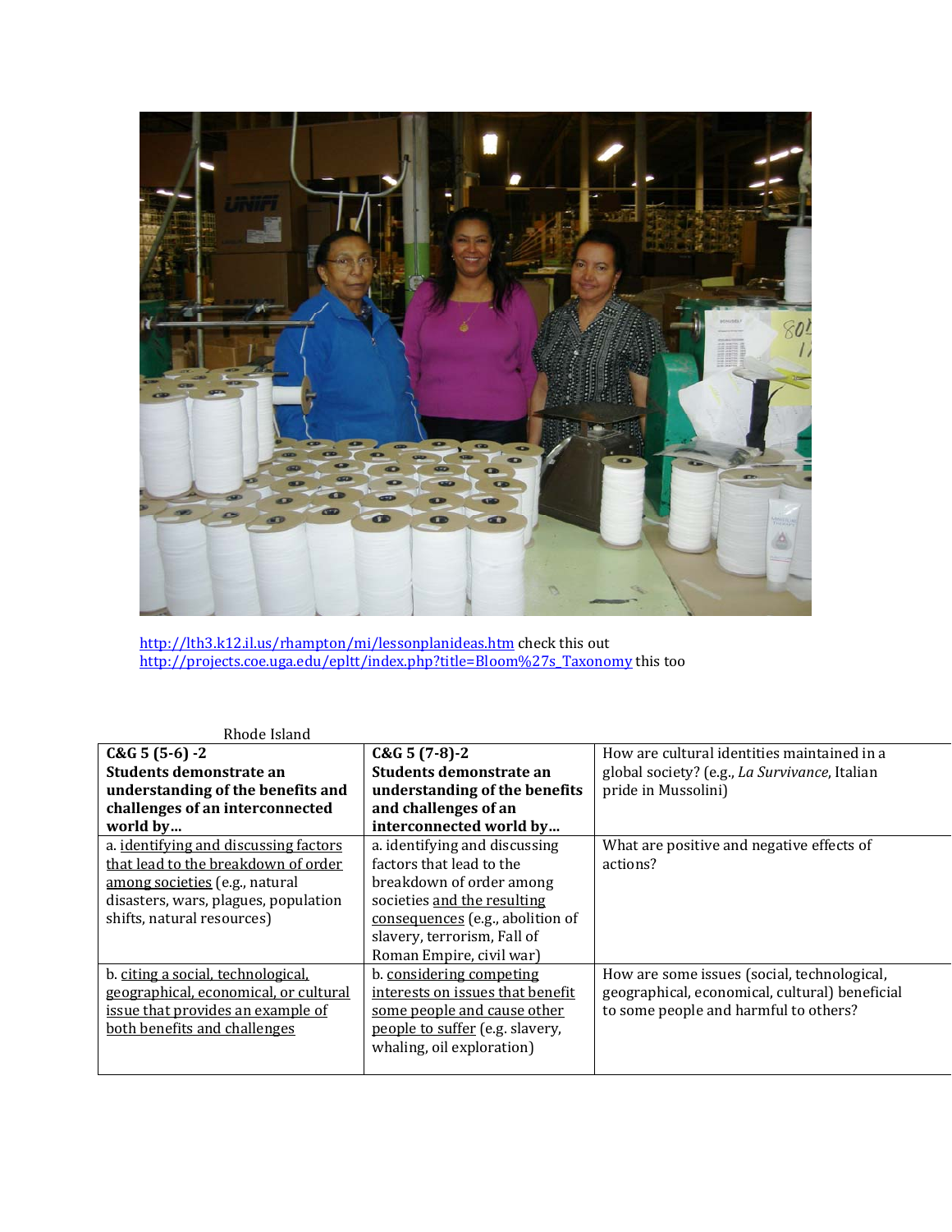http://lth3.k12.il.us/rhampton/mi/lessonplanideas.htm check this out
http://projects.coe.uga.edu/epltt/index.php?title=Bloom%27s_Taxonomy this too

Rhode Island

| C&G 5 (5-6) -2 **Students demonstrate an understanding of the benefits and challenges of an interconnected world by…** | C&G 5 (7-8)-2 **Students demonstrate an understanding of the benefits and challenges of an interconnected world by…** | How are cultural identities maintained in a global society? (e.g., *La Survivance*, Italian pride in Mussolini) |
|---|---|---|
| a. identifying and discussing factors that lead to the breakdown of order among societies (e.g., natural disasters, wars, plagues, population shifts, natural resources) | a. identifying and discussing factors that lead to the breakdown of order among societies and the resulting consequences (e.g., abolition of slavery, terrorism, Fall of Roman Empire, civil war) | What are positive and negative effects of actions? |
| b. citing a social, technological, geographical, economical, or cultural issue that provides an example of both benefits and challenges | b. considering competing interests on issues that benefit some people and cause other people to suffer (e.g. slavery, whaling, oil exploration) | How are some issues (social, technological, geographical, economical, cultural) beneficial to some people and harmful to others? |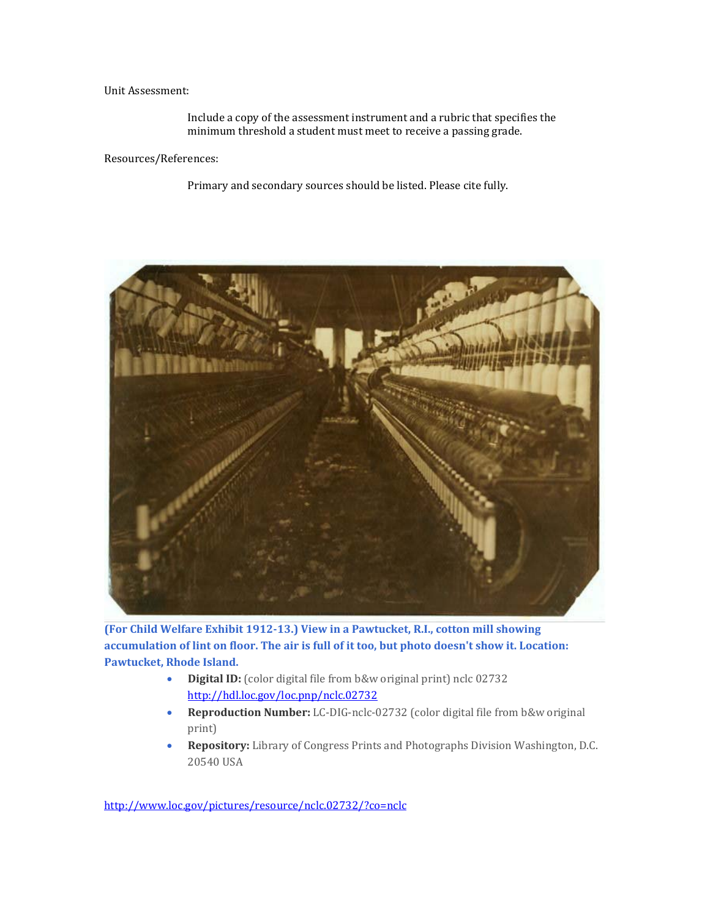Unit Assessment:

Include a copy of the assessment instrument and a rubric that specifies the minimum threshold a student must meet to receive a passing grade.

Resources/References:

Primary and secondary sources should be listed. Please cite fully.

**(For Child Welfare Exhibit 1912-13.) View in a Pawtucket, R.I., cotton mill showing accumulation of lint on floor. The air is full of it too, but photo doesn't show it. Location: Pawtucket, Rhode Island.**

- **Digital ID:** (color digital file from b&w original print) nclc 02732 http://hdl.loc.gov/loc.pnp/nclc.02732
- **Reproduction Number:** LC-DIG-nclc-02732 (color digital file from b&w original print)
- **Repository:** Library of Congress Prints and Photographs Division Washington, D.C. 20540 USA

http://www.loc.gov/pictures/resource/nclc.02732/?co=nclc